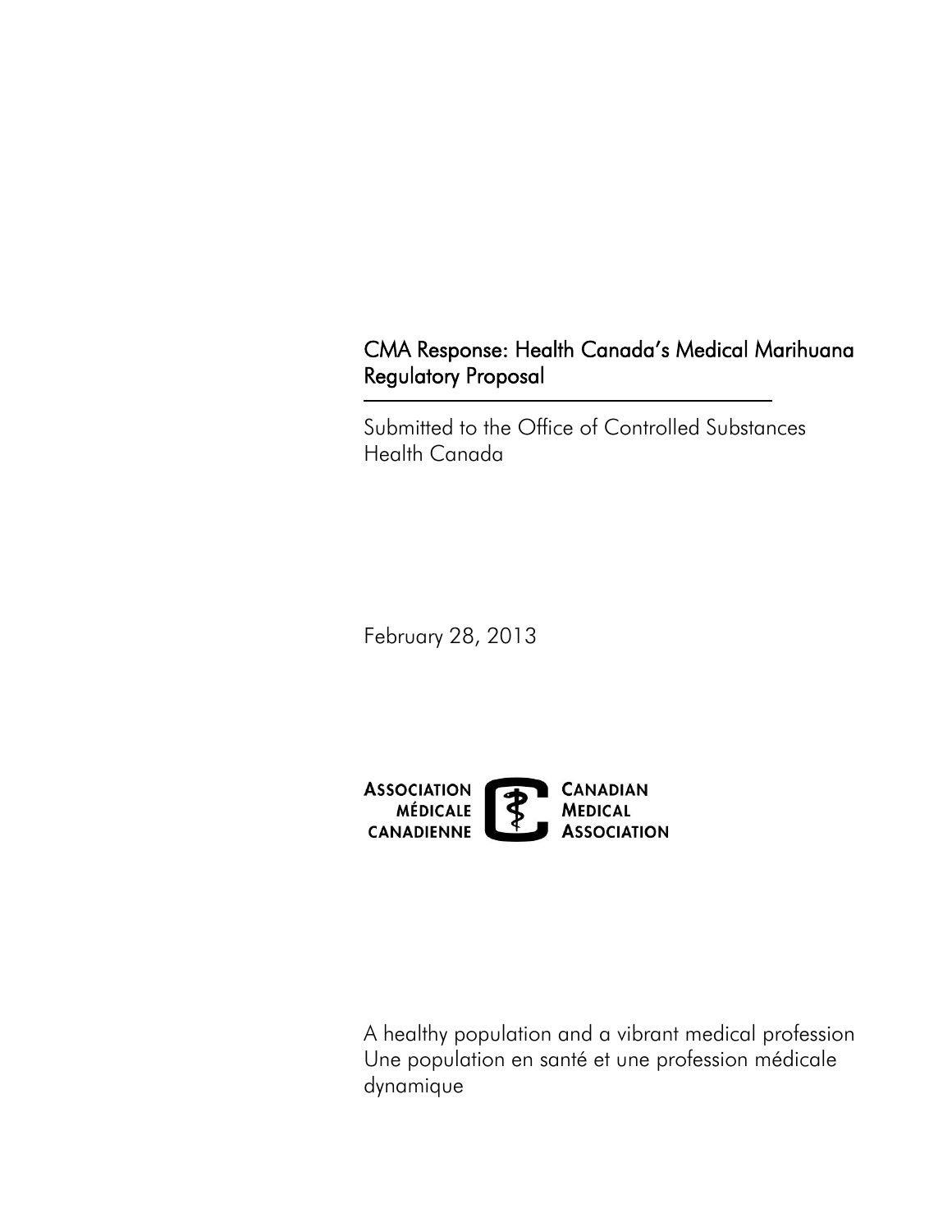# CMA Response: Health Canada's Medical Marihuana Regulatory Proposal

Submitted to the Office of Controlled Substances
Health Canada

February 28, 2013

ASSOCIATION MÉDICALE CANADIENNE
CANADIAN MEDICAL ASSOCIATION

A healthy population and a vibrant medical profession
Une population en santé et une profession médicale dynamique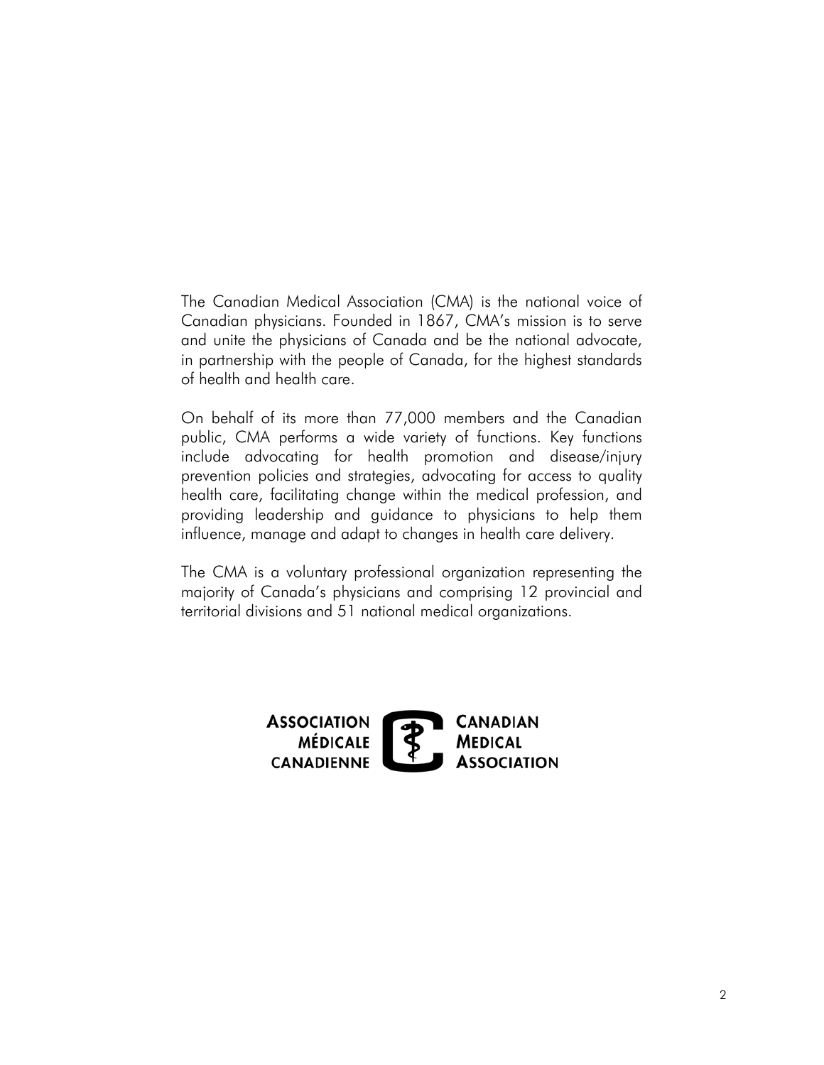The Canadian Medical Association (CMA) is the national voice of Canadian physicians. Founded in 1867, CMA's mission is to serve and unite the physicians of Canada and be the national advocate, in partnership with the people of Canada, for the highest standards of health and health care.

On behalf of its more than 77,000 members and the Canadian public, CMA performs a wide variety of functions. Key functions include advocating for health promotion and disease/injury prevention policies and strategies, advocating for access to quality health care, facilitating change within the medical profession, and providing leadership and guidance to physicians to help them influence, manage and adapt to changes in health care delivery.

The CMA is a voluntary professional organization representing the majority of Canada's physicians and comprising 12 provincial and territorial divisions and 51 national medical organizations.

ASSOCIATION MÉDICALE CANADIENNE

CANADIAN MEDICAL ASSOCIATION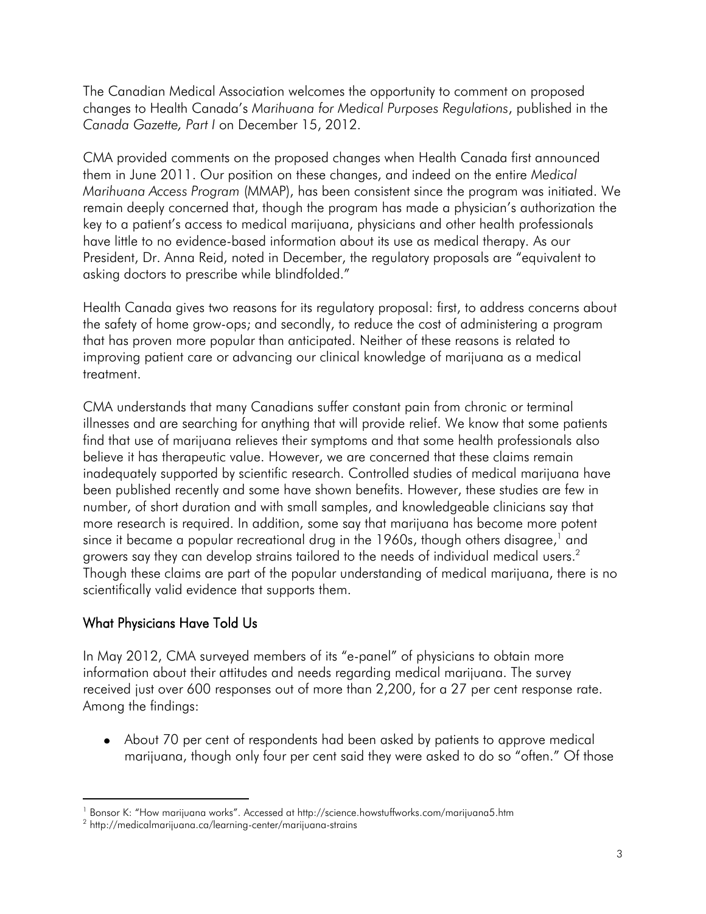The Canadian Medical Association welcomes the opportunity to comment on proposed changes to Health Canada's *Marihuana for Medical Purposes Regulations*, published in the *Canada Gazette, Part I* on December 15, 2012.

CMA provided comments on the proposed changes when Health Canada first announced them in June 2011. Our position on these changes, and indeed on the entire *Medical Marihuana Access Program* (MMAP), has been consistent since the program was initiated. We remain deeply concerned that, though the program has made a physician's authorization the key to a patient's access to medical marijuana, physicians and other health professionals have little to no evidence-based information about its use as medical therapy. As our President, Dr. Anna Reid, noted in December, the regulatory proposals are "equivalent to asking doctors to prescribe while blindfolded."

Health Canada gives two reasons for its regulatory proposal: first, to address concerns about the safety of home grow-ops; and secondly, to reduce the cost of administering a program that has proven more popular than anticipated. Neither of these reasons is related to improving patient care or advancing our clinical knowledge of marijuana as a medical treatment.

CMA understands that many Canadians suffer constant pain from chronic or terminal illnesses and are searching for anything that will provide relief. We know that some patients find that use of marijuana relieves their symptoms and that some health professionals also believe it has therapeutic value. However, we are concerned that these claims remain inadequately supported by scientific research. Controlled studies of medical marijuana have been published recently and some have shown benefits. However, these studies are few in number, of short duration and with small samples, and knowledgeable clinicians say that more research is required. In addition, some say that marijuana has become more potent since it became a popular recreational drug in the 1960s, though others disagree,[1] and growers say they can develop strains tailored to the needs of individual medical users.[2] Though these claims are part of the popular understanding of medical marijuana, there is no scientifically valid evidence that supports them.

## What Physicians Have Told Us

In May 2012, CMA surveyed members of its "e-panel" of physicians to obtain more information about their attitudes and needs regarding medical marijuana. The survey received just over 600 responses out of more than 2,200, for a 27 per cent response rate. Among the findings:

- About 70 per cent of respondents had been asked by patients to approve medical marijuana, though only four per cent said they were asked to do so "often." Of those

---

[1] Bonsor K: "How marijuana works". Accessed at http://science.howstuffworks.com/marijuana5.htm

[2] http://medicalmarijuana.ca/learning-center/marijuana-strains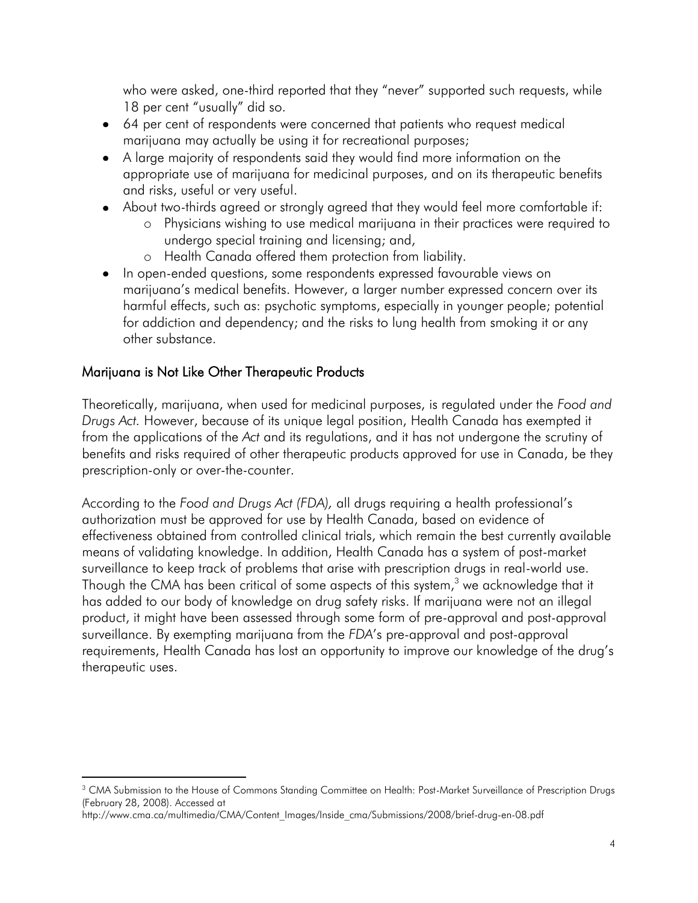who were asked, one-third reported that they "never" supported such requests, while 18 per cent "usually" did so.

- 64 per cent of respondents were concerned that patients who request medical marijuana may actually be using it for recreational purposes;
- A large majority of respondents said they would find more information on the appropriate use of marijuana for medicinal purposes, and on its therapeutic benefits and risks, useful or very useful.
- About two-thirds agreed or strongly agreed that they would feel more comfortable if:
    - Physicians wishing to use medical marijuana in their practices were required to undergo special training and licensing; and,
    - Health Canada offered them protection from liability.
- In open-ended questions, some respondents expressed favourable views on marijuana's medical benefits. However, a larger number expressed concern over its harmful effects, such as: psychotic symptoms, especially in younger people; potential for addiction and dependency; and the risks to lung health from smoking it or any other substance.

## Marijuana is Not Like Other Therapeutic Products

Theoretically, marijuana, when used for medicinal purposes, is regulated under the *Food and Drugs Act*. However, because of its unique legal position, Health Canada has exempted it from the applications of the *Act* and its regulations, and it has not undergone the scrutiny of benefits and risks required of other therapeutic products approved for use in Canada, be they prescription-only or over-the-counter.

According to the *Food and Drugs Act (FDA),* all drugs requiring a health professional's authorization must be approved for use by Health Canada, based on evidence of effectiveness obtained from controlled clinical trials, which remain the best currently available means of validating knowledge. In addition, Health Canada has a system of post-market surveillance to keep track of problems that arise with prescription drugs in real-world use. Though the CMA has been critical of some aspects of this system,[3] we acknowledge that it has added to our body of knowledge on drug safety risks. If marijuana were not an illegal product, it might have been assessed through some form of pre-approval and post-approval surveillance. By exempting marijuana from the *FDA*'s pre-approval and post-approval requirements, Health Canada has lost an opportunity to improve our knowledge of the drug's therapeutic uses.

[3] CMA Submission to the House of Commons Standing Committee on Health: Post-Market Surveillance of Prescription Drugs (February 28, 2008). Accessed at http://www.cma.ca/multimedia/CMA/Content_Images/Inside_cma/Submissions/2008/brief-drug-en-08.pdf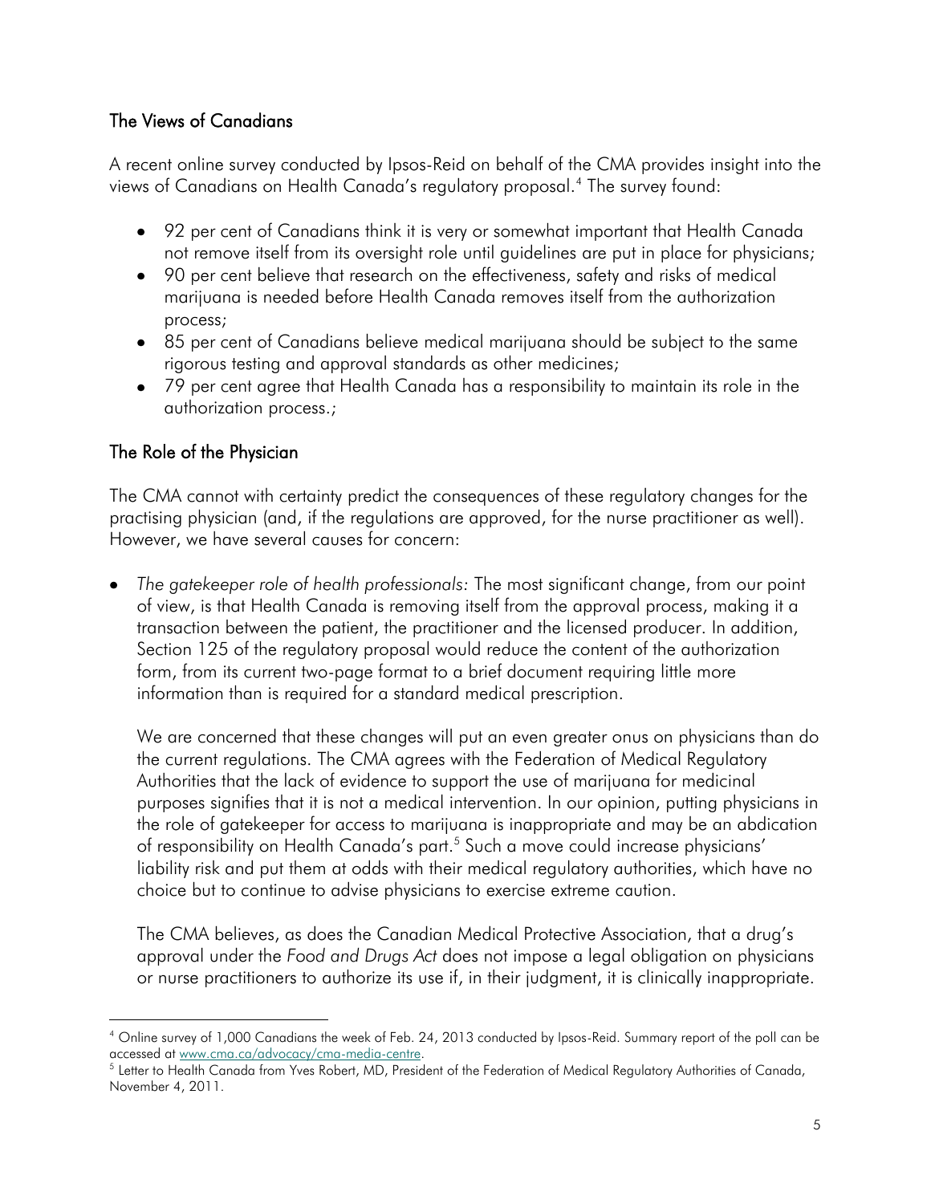## The Views of Canadians

A recent online survey conducted by Ipsos-Reid on behalf of the CMA provides insight into the views of Canadians on Health Canada's regulatory proposal.[4] The survey found:

- 92 per cent of Canadians think it is very or somewhat important that Health Canada not remove itself from its oversight role until guidelines are put in place for physicians;
- 90 per cent believe that research on the effectiveness, safety and risks of medical marijuana is needed before Health Canada removes itself from the authorization process;
- 85 per cent of Canadians believe medical marijuana should be subject to the same rigorous testing and approval standards as other medicines;
- 79 per cent agree that Health Canada has a responsibility to maintain its role in the authorization process.;

## The Role of the Physician

The CMA cannot with certainty predict the consequences of these regulatory changes for the practising physician (and, if the regulations are approved, for the nurse practitioner as well). However, we have several causes for concern:

- *The gatekeeper role of health professionals:* The most significant change, from our point of view, is that Health Canada is removing itself from the approval process, making it a transaction between the patient, the practitioner and the licensed producer. In addition, Section 125 of the regulatory proposal would reduce the content of the authorization form, from its current two-page format to a brief document requiring little more information than is required for a standard medical prescription.

  We are concerned that these changes will put an even greater onus on physicians than do the current regulations. The CMA agrees with the Federation of Medical Regulatory Authorities that the lack of evidence to support the use of marijuana for medicinal purposes signifies that it is not a medical intervention. In our opinion, putting physicians in the role of gatekeeper for access to marijuana is inappropriate and may be an abdication of responsibility on Health Canada's part.[5] Such a move could increase physicians' liability risk and put them at odds with their medical regulatory authorities, which have no choice but to continue to advise physicians to exercise extreme caution.

  The CMA believes, as does the Canadian Medical Protective Association, that a drug's approval under the *Food and Drugs Act* does not impose a legal obligation on physicians or nurse practitioners to authorize its use if, in their judgment, it is clinically inappropriate.

---

[4] Online survey of 1,000 Canadians the week of Feb. 24, 2013 conducted by Ipsos-Reid. Summary report of the poll can be accessed at www.cma.ca/advocacy/cma-media-centre.

[5] Letter to Health Canada from Yves Robert, MD, President of the Federation of Medical Regulatory Authorities of Canada, November 4, 2011.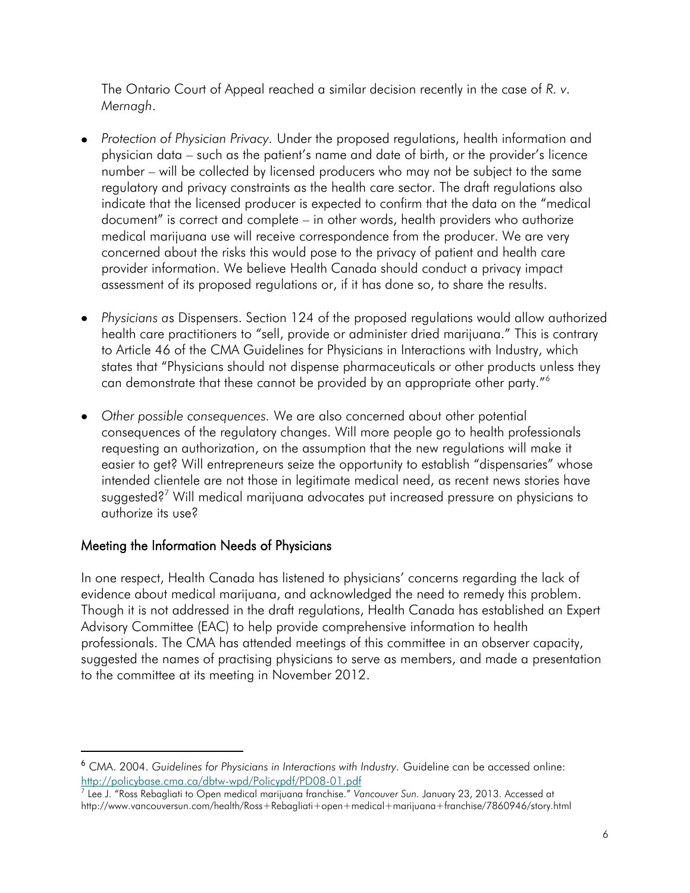The Ontario Court of Appeal reached a similar decision recently in the case of *R. v. Mernagh*.

- *Protection of Physician Privacy.* Under the proposed regulations, health information and physician data – such as the patient's name and date of birth, or the provider's licence number – will be collected by licensed producers who may not be subject to the same regulatory and privacy constraints as the health care sector. The draft regulations also indicate that the licensed producer is expected to confirm that the data on the "medical document" is correct and complete – in other words, health providers who authorize medical marijuana use will receive correspondence from the producer. We are very concerned about the risks this would pose to the privacy of patient and health care provider information. We believe Health Canada should conduct a privacy impact assessment of its proposed regulations or, if it has done so, to share the results.

- *Physicians a*s Dispensers. Section 124 of the proposed regulations would allow authorized health care practitioners to "sell, provide or administer dried marijuana." This is contrary to Article 46 of the CMA Guidelines for Physicians in Interactions with Industry, which states that "Physicians should not dispense pharmaceuticals or other products unless they can demonstrate that these cannot be provided by an appropriate other party."[6]

- *Other possible consequences.* We are also concerned about other potential consequences of the regulatory changes. Will more people go to health professionals requesting an authorization, on the assumption that the new regulations will make it easier to get? Will entrepreneurs seize the opportunity to establish "dispensaries" whose intended clientele are not those in legitimate medical need, as recent news stories have suggested?[7] Will medical marijuana advocates put increased pressure on physicians to authorize its use?

## Meeting the Information Needs of Physicians

In one respect, Health Canada has listened to physicians' concerns regarding the lack of evidence about medical marijuana, and acknowledged the need to remedy this problem. Though it is not addressed in the draft regulations, Health Canada has established an Expert Advisory Committee (EAC) to help provide comprehensive information to health professionals. The CMA has attended meetings of this committee in an observer capacity, suggested the names of practising physicians to serve as members, and made a presentation to the committee at its meeting in November 2012.

---

[6] CMA. 2004. *Guidelines for Physicians in Interactions with Industry.* Guideline can be accessed online: http://policybase.cma.ca/dbtw-wpd/Policypdf/PD08-01.pdf

[7] Lee J. "Ross Rebagliati to Open medical marijuana franchise." *Vancouver Sun.* January 23, 2013. Accessed at http://www.vancouversun.com/health/Ross+Rebagliati+open+medical+marijuana+franchise/7860946/story.html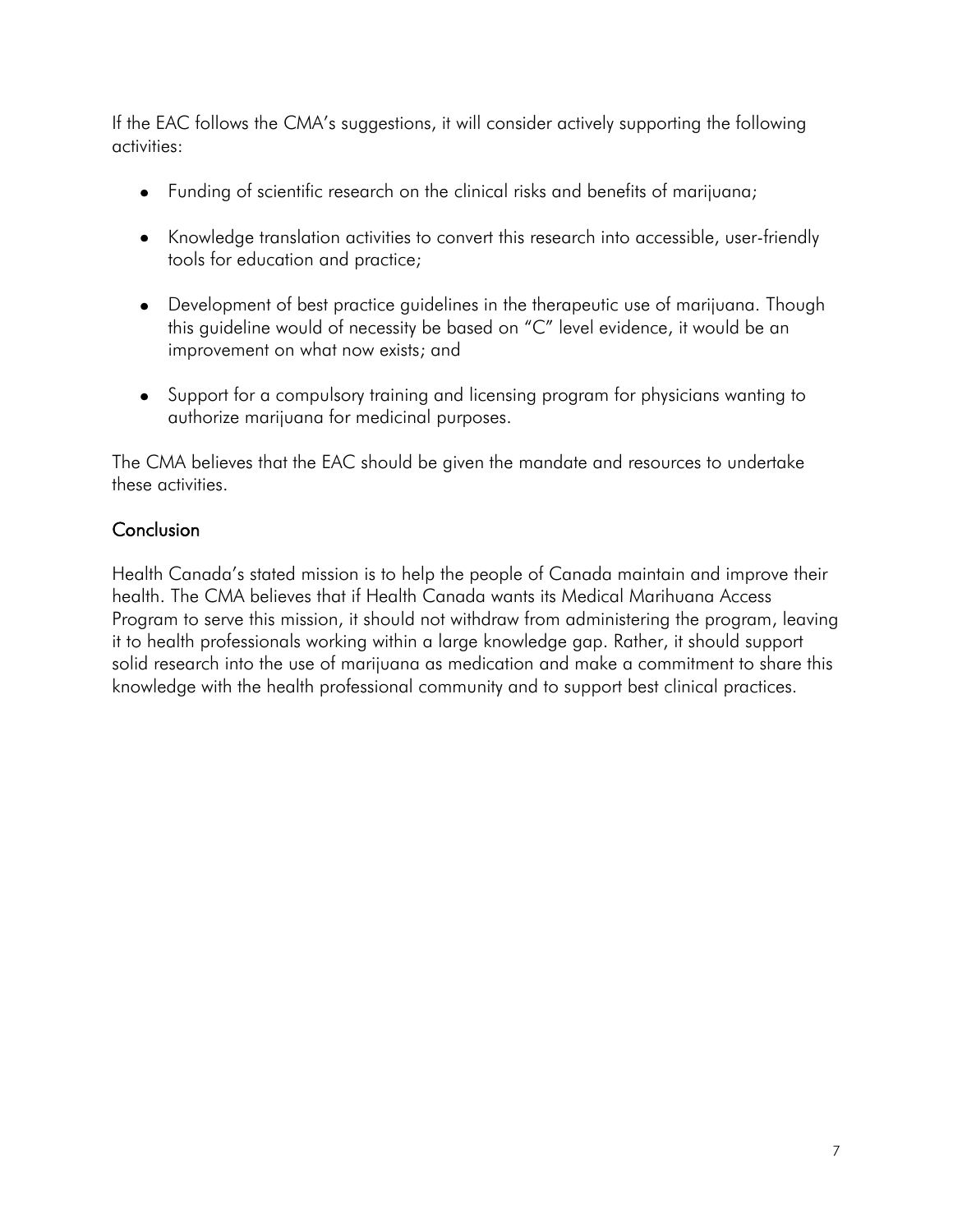If the EAC follows the CMA's suggestions, it will consider actively supporting the following activities:

- Funding of scientific research on the clinical risks and benefits of marijuana;
- Knowledge translation activities to convert this research into accessible, user-friendly tools for education and practice;
- Development of best practice guidelines in the therapeutic use of marijuana. Though this guideline would of necessity be based on "C" level evidence, it would be an improvement on what now exists; and
- Support for a compulsory training and licensing program for physicians wanting to authorize marijuana for medicinal purposes.

The CMA believes that the EAC should be given the mandate and resources to undertake these activities.

## Conclusion

Health Canada's stated mission is to help the people of Canada maintain and improve their health. The CMA believes that if Health Canada wants its Medical Marihuana Access Program to serve this mission, it should not withdraw from administering the program, leaving it to health professionals working within a large knowledge gap. Rather, it should support solid research into the use of marijuana as medication and make a commitment to share this knowledge with the health professional community and to support best clinical practices.